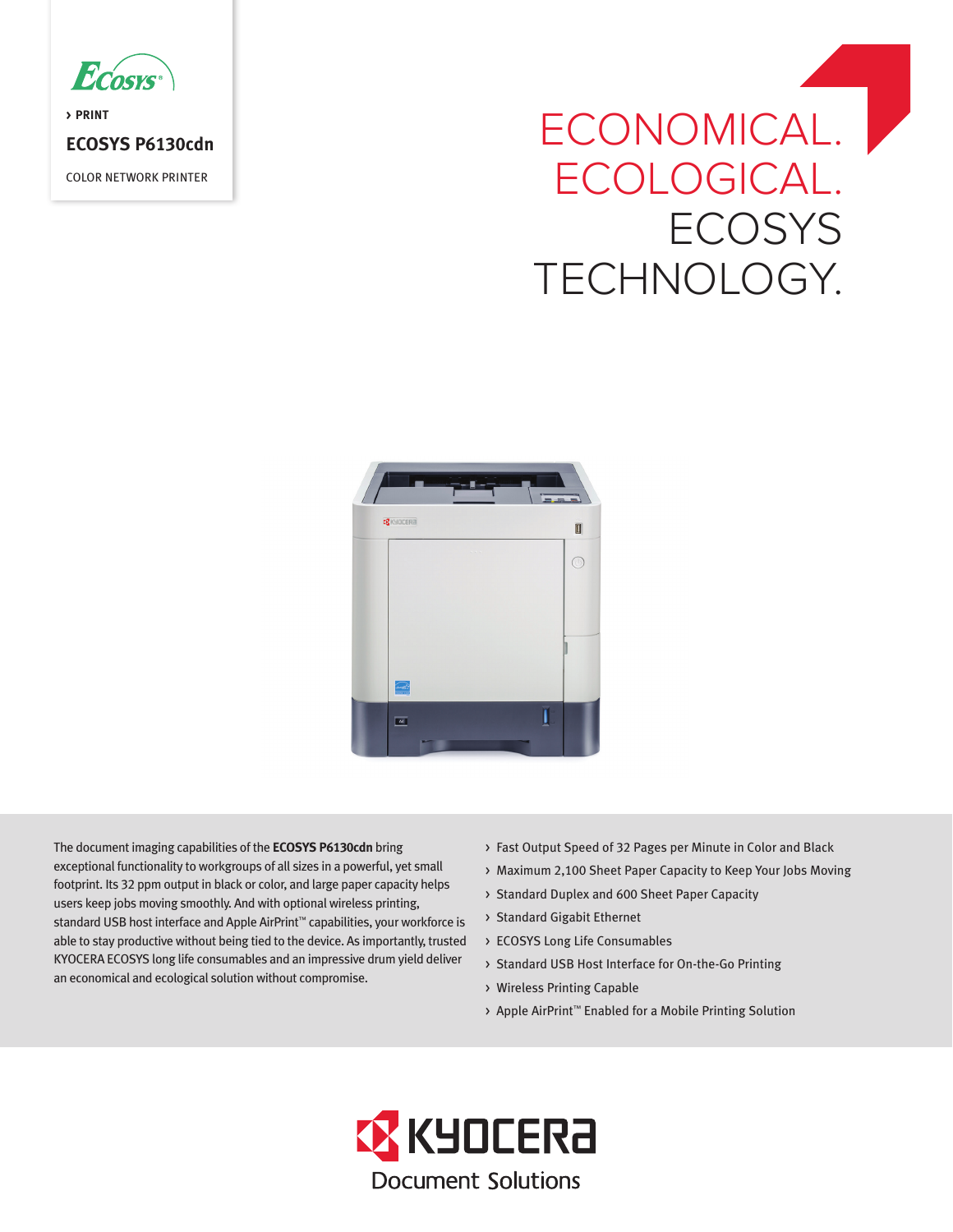ECOSYS

› PRINT

**ECOSYS P6130cdn**

COLOR NETWORK PRINTER

# ECONOMICAL. ECOLOGICAL. ECOSYS TECHNOLOGY.

The document imaging capabilities of the **ECOSYS P6130cdn** bring exceptional functionality to workgroups of all sizes in a powerful, yet small footprint. Its 32 ppm output in black or color, and large paper capacity helps users keep jobs moving smoothly. And with optional wireless printing, standard USB host interface and Apple AirPrint™ capabilities, your workforce is able to stay productive without being tied to the device. As importantly, trusted KYOCERA ECOSYS long life consumables and an impressive drum yield deliver an economical and ecological solution without compromise.

- Fast Output Speed of 32 Pages per Minute in Color and Black
- Maximum 2,100 Sheet Paper Capacity to Keep Your Jobs Moving
- Standard Duplex and 600 Sheet Paper Capacity
- Standard Gigabit Ethernet
- ECOSYS Long Life Consumables
- Standard USB Host Interface for On-the-Go Printing
- Wireless Printing Capable
- Apple AirPrint™ Enabled for a Mobile Printing Solution

KYOCERA Document Solutions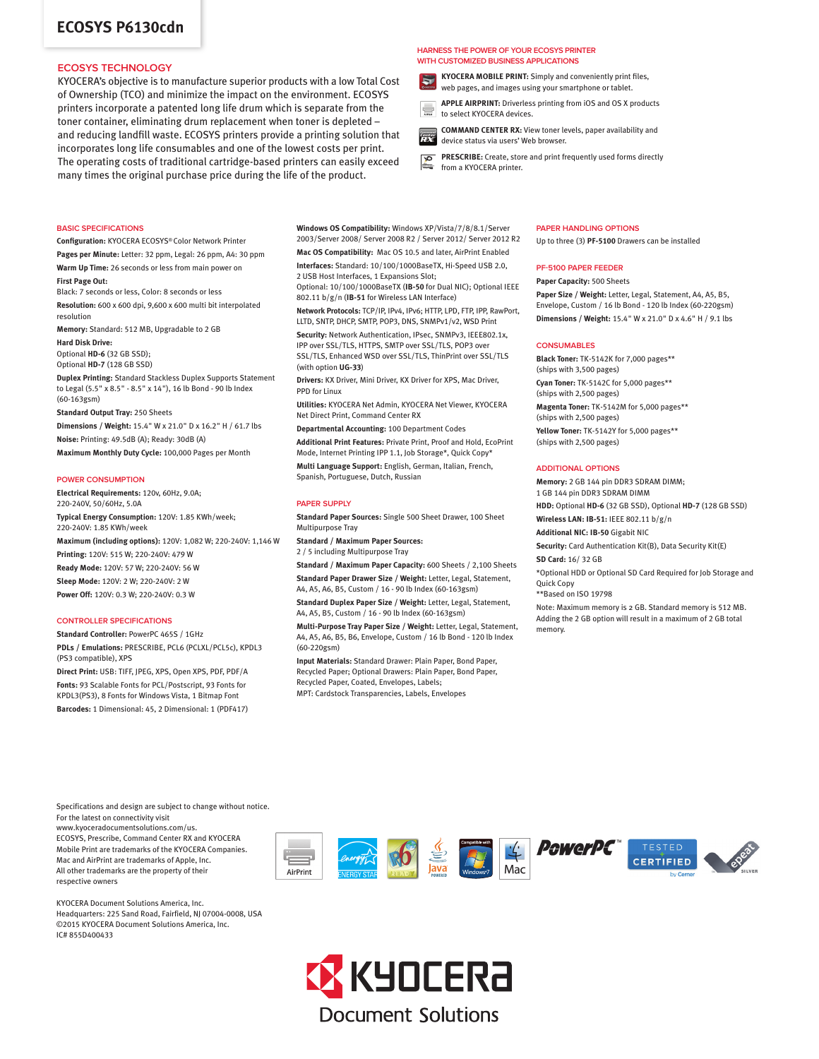# ECOSYS P6130cdn

## ECOSYS TECHNOLOGY

KYOCERA's objective is to manufacture superior products with a low Total Cost of Ownership (TCO) and minimize the impact on the environment. ECOSYS printers incorporate a patented long life drum which is separate from the toner container, eliminating drum replacement when toner is depleted – and reducing landfill waste. ECOSYS printers provide a printing solution that incorporates long life consumables and one of the lowest costs per print. The operating costs of traditional cartridge-based printers can easily exceed many times the original purchase price during the life of the product.

## HARNESS THE POWER OF YOUR ECOSYS PRINTER WITH CUSTOMIZED BUSINESS APPLICATIONS

**KYOCERA MOBILE PRINT:** Simply and conveniently print files, web pages, and images using your smartphone or tablet.

**APPLE AIRPRINT:** Driverless printing from iOS and OS X products to select KYOCERA devices.

**COMMAND CENTER RX:** View toner levels, paper availability and device status via users' Web browser.

**PRESCRIBE:** Create, store and print frequently used forms directly from a KYOCERA printer.

## BASIC SPECIFICATIONS

**Configuration:** KYOCERA ECOSYS® Color Network Printer

**Pages per Minute:** Letter: 32 ppm, Legal: 26 ppm, A4: 30 ppm

**Warm Up Time:** 26 seconds or less from main power on

**First Page Out:**
Black: 7 seconds or less, Color: 8 seconds or less

**Resolution:** 600 x 600 dpi, 9,600 x 600 multi bit interpolated resolution

**Memory:** Standard: 512 MB, Upgradable to 2 GB

**Hard Disk Drive:**
Optional **HD-6** (32 GB SSD);
Optional **HD-7** (128 GB SSD)

**Duplex Printing:** Standard Stackless Duplex Supports Statement to Legal (5.5" x 8.5" - 8.5" x 14"), 16 lb Bond - 90 lb Index (60-163gsm)

**Standard Output Tray:** 250 Sheets

**Dimensions / Weight:** 15.4" W x 21.0" D x 16.2" H / 61.7 lbs

**Noise:** Printing: 49.5dB (A); Ready: 30dB (A)

**Maximum Monthly Duty Cycle:** 100,000 Pages per Month

## POWER CONSUMPTION

**Electrical Requirements:** 120v, 60Hz, 9.0A;
220-240V, 50/60Hz, 5.0A

**Typical Energy Consumption:** 120V: 1.85 KWh/week;
220-240V: 1.85 KWh/week

**Maximum (including options):** 120V: 1,082 W; 220-240V: 1,146 W

**Printing:** 120V: 515 W; 220-240V: 479 W

**Ready Mode:** 120V: 57 W; 220-240V: 56 W

**Sleep Mode:** 120V: 2 W; 220-240V: 2 W

**Power Off:** 120V: 0.3 W; 220-240V: 0.3 W

## CONTROLLER SPECIFICATIONS

**Standard Controller:** PowerPC 465S / 1GHz

**PDLs / Emulations:** PRESCRIBE, PCL6 (PCLXL/PCL5c), KPDL3 (PS3 compatible), XPS

**Direct Print:** USB: TIFF, JPEG, XPS, Open XPS, PDF, PDF/A

**Fonts:** 93 Scalable Fonts for PCL/Postscript, 93 Fonts for KPDL3(PS3), 8 Fonts for Windows Vista, 1 Bitmap Font

**Barcodes:** 1 Dimensional: 45, 2 Dimensional: 1 (PDF417)

**Windows OS Compatibility:** Windows XP/Vista/7/8/8.1/Server 2003/Server 2008/ Server 2008 R2 / Server 2012/ Server 2012 R2

**Mac OS Compatibility:** Mac OS 10.5 and later, AirPrint Enabled

**Interfaces:** Standard: 10/100/1000BaseTX, Hi-Speed USB 2.0, 2 USB Host Interfaces, 1 Expansions Slot;
Optional: 10/100/1000BaseTX (**IB-50** for Dual NIC); Optional IEEE 802.11 b/g/n (**IB-51** for Wireless LAN Interface)

**Network Protocols:** TCP/IP, IPv4, IPv6; HTTP, LPD, FTP, IPP, RawPort, LLTD, SNTP, DHCP, SMTP, POP3, DNS, SNMPv1/v2, WSD Print

**Security:** Network Authentication, IPsec, SNMPv3, IEEE802.1x, IPP over SSL/TLS, HTTPS, SMTP over SSL/TLS, POP3 over SSL/TLS, Enhanced WSD over SSL/TLS, ThinPrint over SSL/TLS (with option **UG-33**)

**Drivers:** KX Driver, Mini Driver, KX Driver for XPS, Mac Driver, PPD for Linux

**Utilities:** KYOCERA Net Admin, KYOCERA Net Viewer, KYOCERA Net Direct Print, Command Center RX

**Departmental Accounting:** 100 Department Codes

**Additional Print Features:** Private Print, Proof and Hold, EcoPrint Mode, Internet Printing IPP 1.1, Job Storage*, Quick Copy*

**Multi Language Support:** English, German, Italian, French, Spanish, Portuguese, Dutch, Russian

## PAPER SUPPLY

**Standard Paper Sources:** Single 500 Sheet Drawer, 100 Sheet Multipurpose Tray

**Standard / Maximum Paper Sources:**
2 / 5 including Multipurpose Tray

**Standard / Maximum Paper Capacity:** 600 Sheets / 2,100 Sheets

**Standard Paper Drawer Size / Weight:** Letter, Legal, Statement, A4, A5, B5, Custom / 16 - 90 lb Index (60-163gsm)

**Standard Duplex Paper Size / Weight:** Letter, Legal, Statement, A4, A5, B5, Custom / 16 - 90 lb Index (60-163gsm)

**Multi-Purpose Tray Paper Size / Weight:** Letter, Legal, Statement, A4, A5, A6, B5, B6, Envelope, Custom / 16 lb Bond - 120 lb Index (60-220gsm)

**Input Materials:** Standard Drawer: Plain Paper, Bond Paper, Recycled Paper; Optional Drawers: Plain Paper, Bond Paper, Recycled Paper, Coated, Envelopes, Labels;
MPT: Cardstock Transparencies, Labels, Envelopes

## PAPER HANDLING OPTIONS

Up to three (3) **PF-5100** Drawers can be installed

## PF-5100 PAPER FEEDER

**Paper Capacity:** 500 Sheets

**Paper Size / Weight:** Letter, Legal, Statement, A4, A5, B5, Envelope, Custom / 16 lb Bond - 120 lb Index (60-220gsm)

**Dimensions / Weight:** 15.4" W x 21.0" D x 4.6" H / 9.1 lbs

## CONSUMABLES

**Black Toner:** TK-5142K for 7,000 pages**
(ships with 3,500 pages)

**Cyan Toner:** TK-5142C for 5,000 pages**
(ships with 2,500 pages)

**Magenta Toner:** TK-5142M for 5,000 pages**
(ships with 2,500 pages)

**Yellow Toner:** TK-5142Y for 5,000 pages**
(ships with 2,500 pages)

## ADDITIONAL OPTIONS

**Memory:** 2 GB 144 pin DDR3 SDRAM DIMM;
1 GB 144 pin DDR3 SDRAM DIMM

**HDD:** Optional **HD-6** (32 GB SSD), Optional **HD-7** (128 GB SSD)

**Wireless LAN: IB-51:** IEEE 802.11 b/g/n

**Additional NIC: IB-50** Gigabit NIC

**Security:** Card Authentication Kit(B), Data Security Kit(E)

**SD Card:** 16/ 32 GB

*Optional HDD or Optional SD Card Required for Job Storage and Quick Copy

**Based on ISO 19798

Note: Maximum memory is 2 GB. Standard memory is 512 MB. Adding the 2 GB option will result in a maximum of 2 GB total memory.

Specifications and design are subject to change without notice. For the latest on connectivity visit www.kyoceradocumentsolutions.com/us.
ECOSYS, Prescribe, Command Center RX and KYOCERA Mobile Print are trademarks of the KYOCERA Companies. Mac and AirPrint are trademarks of Apple, Inc. All other trademarks are the property of their respective owners

KYOCERA Document Solutions America, Inc.
Headquarters: 225 Sand Road, Fairfield, NJ 07004-0008, USA
©2015 KYOCERA Document Solutions America, Inc.
IC# 855D400433

AirPrint | ENERGY STAR | IPv6 READY | Java POWERED | Compatible with Windows 7 | Mac | PowerPC™ | TESTED CERTIFIED by Cerner | epeat SILVER

KYOCERA Document Solutions